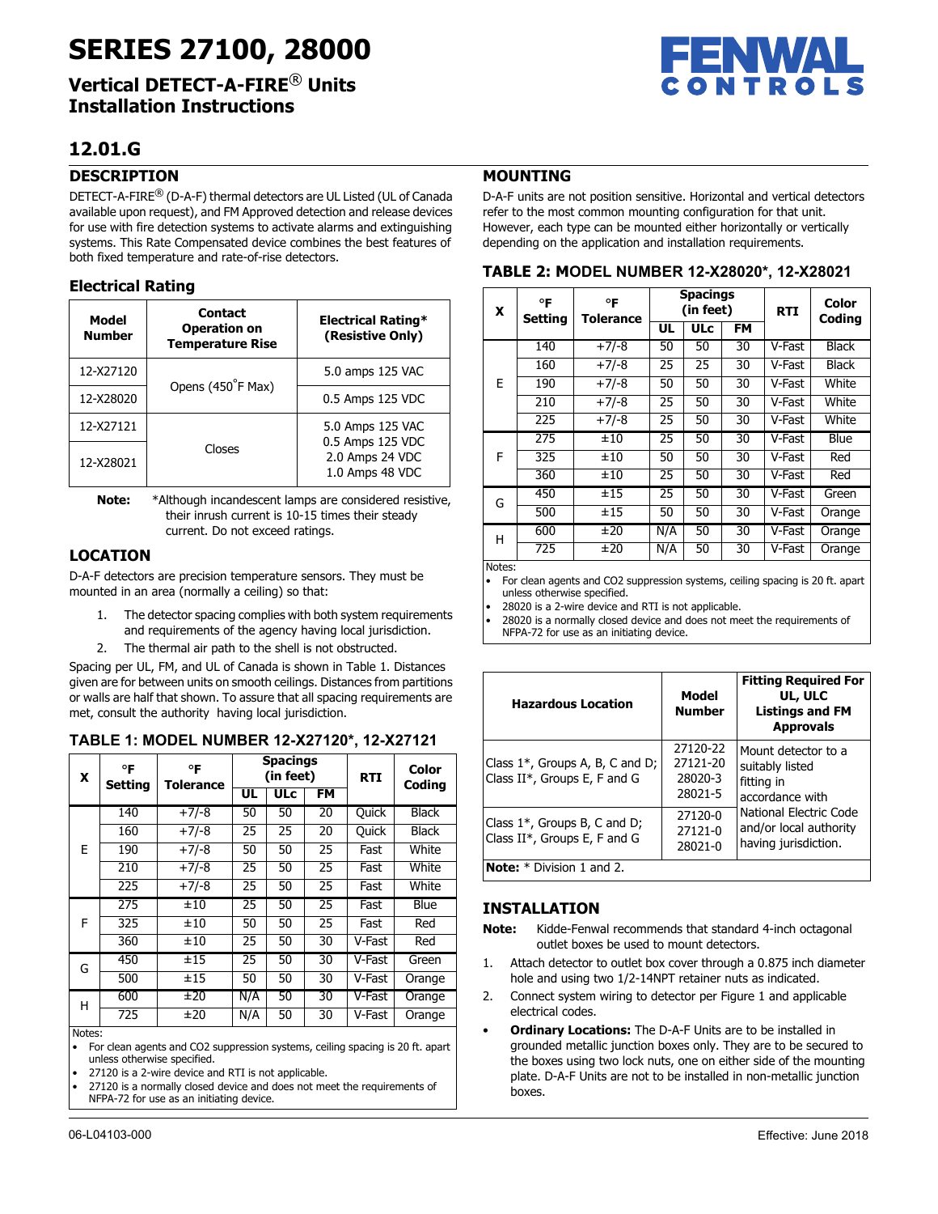# SERIES 27100, 28000

## Vertical DETECT-A-FIRE® Units Installation Instructions

FENWAL CONTROLS

## 12.01.G

### DESCRIPTION

DETECT-A-FIRE® (D-A-F) thermal detectors are UL Listed (UL of Canada available upon request), and FM Approved detection and release devices for use with fire detection systems to activate alarms and extinguishing systems. This Rate Compensated device combines the best features of both fixed temperature and rate-of-rise detectors.

### Electrical Rating

| Model Number | Contact Operation on Temperature Rise | Electrical Rating* (Resistive Only) |
|---|---|---|
| 12-X27120 | Opens (450˚F Max) | 5.0 amps 125 VAC |
| 12-X28020 | | 0.5 Amps 125 VDC |
| 12-X27121 | Closes | 5.0 Amps 125 VAC<br>0.5 Amps 125 VDC<br>2.0 Amps 24 VDC<br>1.0 Amps 48 VDC |
| 12-X28021 | | |

**Note:** *Although incandescent lamps are considered resistive, their inrush current is 10-15 times their steady current. Do not exceed ratings.

### LOCATION

D-A-F detectors are precision temperature sensors. They must be mounted in an area (normally a ceiling) so that:

1. The detector spacing complies with both system requirements and requirements of the agency having local jurisdiction.
2. The thermal air path to the shell is not obstructed.

Spacing per UL, FM, and UL of Canada is shown in Table 1. Distances given are for between units on smooth ceilings. Distances from partitions or walls are half that shown. To assure that all spacing requirements are met, consult the authority having local jurisdiction.

### TABLE 1: MODEL NUMBER 12-X27120*, 12-X27121

| X | °F Setting | °F Tolerance | Spacings (in feet) | | | RTI | Color Coding |
|---|---|---|---|---|---|---|---|
| | | | UL | ULc | FM | | |
| E | 140 | +7/-8 | 50 | 50 | 20 | Quick | Black |
| | 160 | +7/-8 | 25 | 25 | 20 | Quick | Black |
| | 190 | +7/-8 | 50 | 50 | 25 | Fast | White |
| | 210 | +7/-8 | 25 | 50 | 25 | Fast | White |
| | 225 | +7/-8 | 25 | 50 | 25 | Fast | White |
| F | 275 | ±10 | 25 | 50 | 25 | Fast | Blue |
| | 325 | ±10 | 50 | 50 | 25 | Fast | Red |
| | 360 | ±10 | 25 | 50 | 30 | V-Fast | Red |
| G | 450 | ±15 | 25 | 50 | 30 | V-Fast | Green |
| | 500 | ±15 | 50 | 50 | 30 | V-Fast | Orange |
| H | 600 | ±20 | N/A | 50 | 30 | V-Fast | Orange |
| | 725 | ±20 | N/A | 50 | 30 | V-Fast | Orange |

Notes:
- For clean agents and $CO_2$ suppression systems, ceiling spacing is 20 ft. apart unless otherwise specified.
- 27120 is a 2-wire device and RTI is not applicable.
- 27120 is a normally closed device and does not meet the requirements of NFPA-72 for use as an initiating device.

### MOUNTING

D-A-F units are not position sensitive. Horizontal and vertical detectors refer to the most common mounting configuration for that unit. However, each type can be mounted either horizontally or vertically depending on the application and installation requirements.

### TABLE 2: MODEL NUMBER 12-X28020*, 12-X28021

| X | °F Setting | °F Tolerance | Spacings (in feet) | | | RTI | Color Coding |
|---|---|---|---|---|---|---|---|
| | | | UL | ULc | FM | | |
| E | 140 | +7/-8 | 50 | 50 | 30 | V-Fast | Black |
| | 160 | +7/-8 | 25 | 25 | 30 | V-Fast | Black |
| | 190 | +7/-8 | 50 | 50 | 30 | V-Fast | White |
| | 210 | +7/-8 | 25 | 50 | 30 | V-Fast | White |
| | 225 | +7/-8 | 25 | 50 | 30 | V-Fast | White |
| F | 275 | ±10 | 25 | 50 | 30 | V-Fast | Blue |
| | 325 | ±10 | 50 | 50 | 30 | V-Fast | Red |
| | 360 | ±10 | 25 | 50 | 30 | V-Fast | Red |
| G | 450 | ±15 | 25 | 50 | 30 | V-Fast | Green |
| | 500 | ±15 | 50 | 50 | 30 | V-Fast | Orange |
| H | 600 | ±20 | N/A | 50 | 30 | V-Fast | Orange |
| | 725 | ±20 | N/A | 50 | 30 | V-Fast | Orange |

Notes:
- For clean agents and $CO_2$ suppression systems, ceiling spacing is 20 ft. apart unless otherwise specified.
- 28020 is a 2-wire device and RTI is not applicable.
- 28020 is a normally closed device and does not meet the requirements of NFPA-72 for use as an initiating device.

| Hazardous Location | Model Number | Fitting Required For UL, ULC Listings and FM Approvals |
|---|---|---|
| Class 1*, Groups A, B, C and D; Class II*, Groups E, F and G | 27120-22<br>27121-20<br>28020-3<br>28021-5 | Mount detector to a suitably listed fitting in accordance with National Electric Code and/or local authority having jurisdiction. |
| Class 1*, Groups B, C and D; Class II*, Groups E, F and G | 27120-0<br>27121-0<br>28021-0 | |

**Note:** * Division 1 and 2.

### INSTALLATION

**Note:** Kidde-Fenwal recommends that standard 4-inch octagonal outlet boxes be used to mount detectors.

1. Attach detector to outlet box cover through a 0.875 inch diameter hole and using two 1/2-14NPT retainer nuts as indicated.
2. Connect system wiring to detector per Figure 1 and applicable electrical codes.

- **Ordinary Locations:** The D-A-F Units are to be installed in grounded metallic junction boxes only. They are to be secured to the boxes using two lock nuts, one on either side of the mounting plate. D-A-F Units are not to be installed in non-metallic junction boxes.

06-L04103-000 Effective: June 2018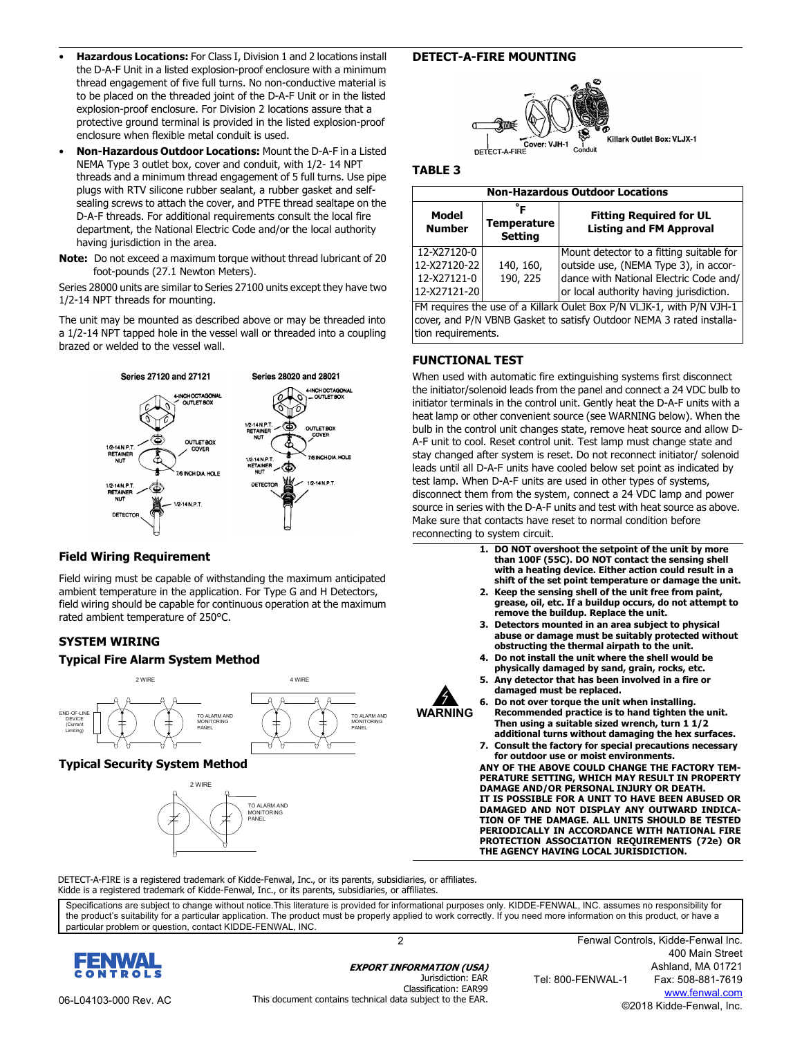- **Hazardous Locations:** For Class I, Division 1 and 2 locations install the D-A-F Unit in a listed explosion-proof enclosure with a minimum thread engagement of five full turns. No non-conductive material is to be placed on the threaded joint of the D-A-F Unit or in the listed explosion-proof enclosure. For Division 2 locations assure that a protective ground terminal is provided in the listed explosion-proof enclosure when flexible metal conduit is used.
- **Non-Hazardous Outdoor Locations:** Mount the D-A-F in a Listed NEMA Type 3 outlet box, cover and conduit, with 1/2- 14 NPT threads and a minimum thread engagement of 5 full turns. Use pipe plugs with RTV silicone rubber sealant, a rubber gasket and self-sealing screws to attach the cover, and PTFE thread sealtape on the D-A-F threads. For additional requirements consult the local fire department, the National Electric Code and/or the local authority having jurisdiction in the area.

**Note:** Do not exceed a maximum torque without thread lubricant of 20 foot-pounds (27.1 Newton Meters).

Series 28000 units are similar to Series 27100 units except they have two 1/2-14 NPT threads for mounting.

The unit may be mounted as described above or may be threaded into a 1/2-14 NPT tapped hole in the vessel wall or threaded into a coupling brazed or welded to the vessel wall.

Series 27120 and 27121

4-INCH OCTAGONAL OUTLET BOX
OUTLET BOX COVER
1/2-14 N.P.T. RETAINER NUT
7/8 INCH DIA. HOLE
1/2-14 N.P.T. RETAINER NUT
1/2-14 N.P.T.
DETECTOR

Series 28020 and 28021

4-INCH OCTAGONAL OUTLET BOX
1/2-14 N.P.T. RETAINER NUT
OUTLET BOX COVER
7/8 INCH DIA. HOLE
1/2-14 N.P.T. RETAINER NUT
DETECTOR
1/2-14 N.P.T.

## Field Wiring Requirement

Field wiring must be capable of withstanding the maximum anticipated ambient temperature in the application. For Type G and H Detectors, field wiring should be capable for continuous operation at the maximum rated ambient temperature of 250°C.

## SYSTEM WIRING

### Typical Fire Alarm System Method

2 WIRE

END-OF-LINE DEVICE (Current Limiting)

TO ALARM AND MONITORING PANEL

4 WIRE

TO ALARM AND MONITORING PANEL

### Typical Security System Method

2 WIRE

TO ALARM AND MONITORING PANEL

## DETECT-A-FIRE MOUNTING

DETECT-A-FIRE
Cover: VJH-1
Conduit
Killark Outlet Box: VLJX-1

## TABLE 3

| Non-Hazardous Outdoor Locations | | |
|---|---|---|
| **Model Number** | **°F Temperature Setting** | **Fitting Required for UL Listing and FM Approval** |
| 12-X27120-0<br>12-X27120-22<br>12-X27121-0<br>12-X27121-20 | 140, 160, 190, 225 | Mount detector to a fitting suitable for outside use, (NEMA Type 3), in accordance with National Electric Code and/or local authority having jurisdiction. |
| FM requires the use of a Killark Oulet Box P/N VLJK-1, with P/N VJH-1 cover, and P/N VBNB Gasket to satisfy Outdoor NEMA 3 rated installation requirements. | | |

## FUNCTIONAL TEST

When used with automatic fire extinguishing systems first disconnect the initiator/solenoid leads from the panel and connect a 24 VDC bulb to initiator terminals in the control unit. Gently heat the D-A-F units with a heat lamp or other convenient source (see WARNING below). When the bulb in the control unit changes state, remove heat source and allow D-A-F unit to cool. Reset control unit. Test lamp must change state and stay changed after system is reset. Do not reconnect initiator/ solenoid leads until all D-A-F units have cooled below set point as indicated by test lamp. When D-A-F units are used in other types of systems, disconnect them from the system, connect a 24 VDC lamp and power source in series with the D-A-F units and test with heat source as above. Make sure that contacts have reset to normal condition before reconnecting to system circuit.

**WARNING**

1. **DO NOT overshoot the setpoint of the unit by more than 100F (55C). DO NOT contact the sensing shell with a heating device. Either action could result in a shift of the set point temperature or damage the unit.**
2. **Keep the sensing shell of the unit free from paint, grease, oil, etc. If a buildup occurs, do not attempt to remove the buildup. Replace the unit.**
3. **Detectors mounted in an area subject to physical abuse or damage must be suitably protected without obstructing the thermal airpath to the unit.**
4. **Do not install the unit where the shell would be physically damaged by sand, grain, rocks, etc.**
5. **Any detector that has been involved in a fire or damaged must be replaced.**
6. **Do not over torque the unit when installing. Recommended practice is to hand tighten the unit. Then using a suitable sized wrench, turn 1 1/2 additional turns without damaging the hex surfaces.**
7. **Consult the factory for special precautions necessary for outdoor use or moist environments.**

**ANY OF THE ABOVE COULD CHANGE THE FACTORY TEMPERATURE SETTING, WHICH MAY RESULT IN PROPERTY DAMAGE AND/OR PERSONAL INJURY OR DEATH.**
**IT IS POSSIBLE FOR A UNIT TO HAVE BEEN ABUSED OR DAMAGED AND NOT DISPLAY ANY OUTWARD INDICATION OF THE DAMAGE. ALL UNITS SHOULD BE TESTED PERIODICALLY IN ACCORDANCE WITH NATIONAL FIRE PROTECTION ASSOCIATION REQUIREMENTS (72e) OR THE AGENCY HAVING LOCAL JURISDICTION.**

DETECT-A-FIRE is a registered trademark of Kidde-Fenwal, Inc., or its parents, subsidiaries, or affiliates.
Kidde is a registered trademark of Kidde-Fenwal, Inc., or its parents, subsidiaries, or affiliates.

Specifications are subject to change without notice.This literature is provided for informational purposes only. KIDDE-FENWAL, INC. assumes no responsibility for the product's suitability for a particular application. The product must be properly applied to work correctly. If you need more information on this product, or have a particular problem or question, contact KIDDE-FENWAL, INC.

FENWAL CONTROLS

06-L04103-000 Rev. AC

***EXPORT INFORMATION (USA)***
Jurisdiction: EAR
Classification: EAR99
This document contains technical data subject to the EAR.

Fenwal Controls, Kidde-Fenwal Inc.
400 Main Street
Ashland, MA 01721
Tel: 800-FENWAL-1 Fax: 508-881-7619
www.fenwal.com
©2018 Kidde-Fenwal, Inc.